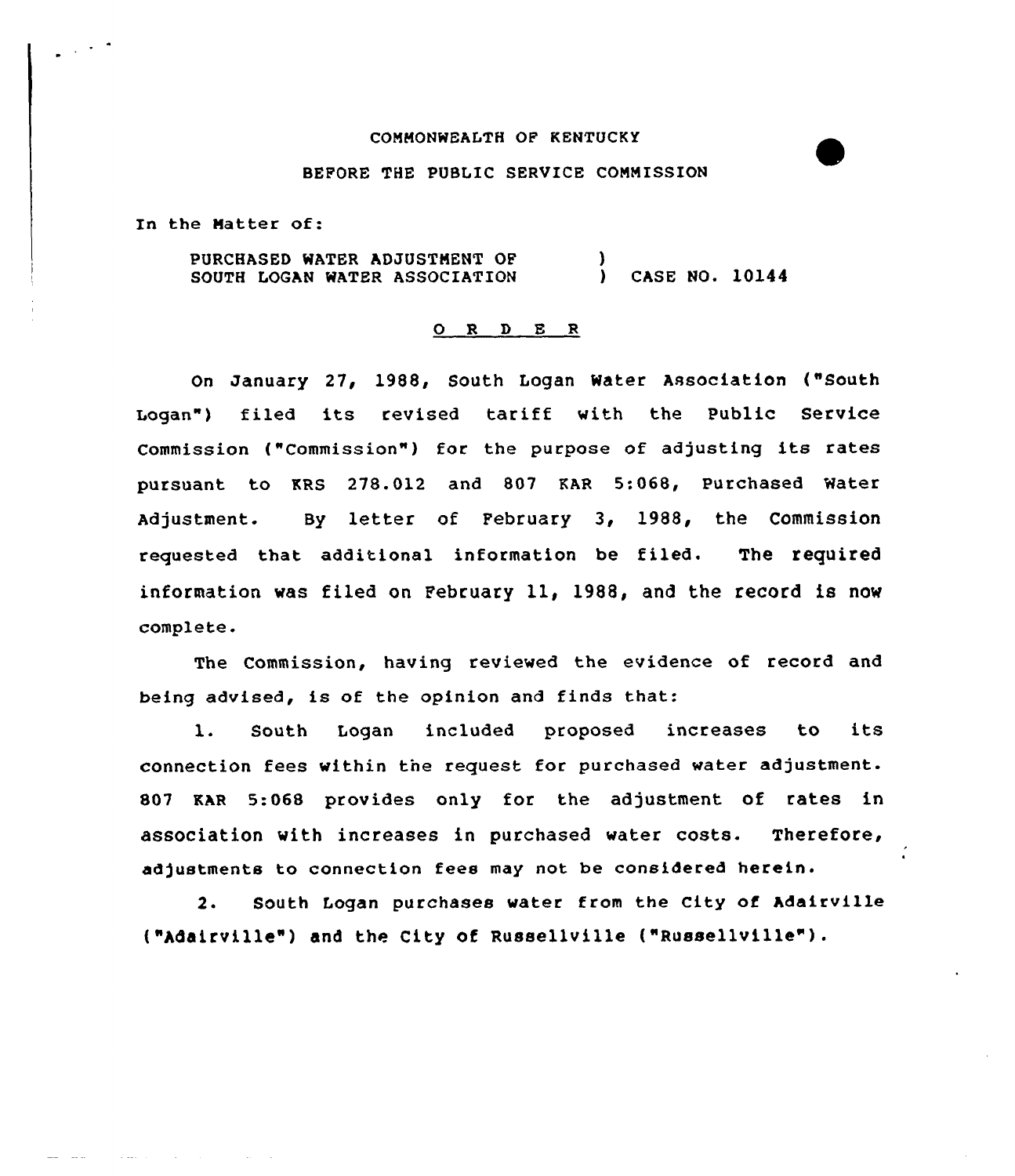COMMONWEALTH OF KENTUCKY

BEFORE THE PUBLIC SERVICE COMMISSION

In the Matter of:

PURCHASED WATER ADJUSTMENT OF SOUTH LOGAN WATER ASSOCIATION ) CASE NO. 10144

O R D E R

On January 27, 1988, South Logan Water Association ("South Logan") filed its revised tariff with the Public Service Commission ("Commission") for the purpose of adjusting its rates pursuant to KRS 278.012 and 807 KAR 5:068, Purchased Water Adjustment. By letter of February 3, 1988, the Commission requested that additional information be filed. The required information was filed on February 11, 1988, and the record is now complete.

The Commission, having reviewed the evidence of record and being advised, is of the opinion and finds that:

1. South Logan included proposed increases to its connection fees within the request for purchased water adjustment. 807 KAR 5:068 provides only for the adjustment of rates in association with increases in purchased water costs. Therefore, adjustments to connection fees may not be considered herein.

2. South Logan purchases water from the City of Adairville ("Adairville") and the City of Russellville ("Russellville").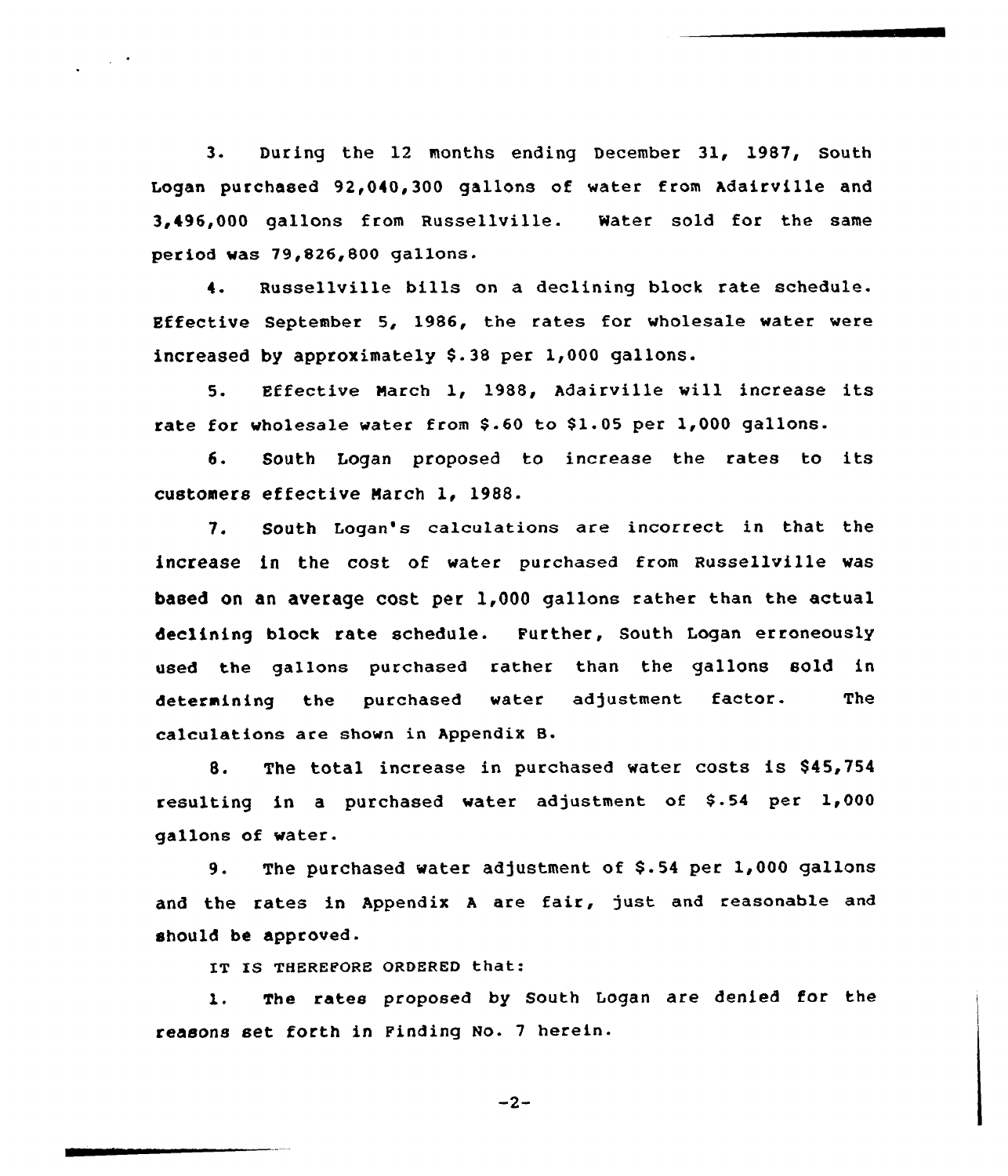3. During the 12 months ending December 31, 1987, South Logan purchased 92,040,300 gallons of water from Adairville and 3,496,000 gallons from Russellville. Water sold for the same period was 79,826,800 gallons.

4. Russellville bills on a declining block rate schedule. Effective September 5, 1986, the rates for wholesale water were increased by approximately $.38 per 1,000 gallons.

5. Effective March 1, 1988, Adairville will increase its rate for wholesale water from $.60 to $1.05 per 1,000 gallons.

6. South Logan proposed to increase the rates to its customers effective March 1, 1988.

7. South Logan's calculations are incorrect in that the increase in the cost of water purchased from Russellville was based on an average cost per 1,000 gallons rather than the actual declining block rate schedule. Further, South Logan erroneously used the gallons purchased rather than the gallons sold in determining the purchased water adjustment factor. The calculations are shown in Appendix B.

8. The total increase in purchased water costs is $45,754 resulting in a purchased water adjustment of $.54 per 1,000 gallons of water.

9. The purchased water adjustment of $.54 per 1,000 gallons and the rates in Appendix A are fair, just and reasonable and should be approved.

IT IS THEREFORE ORDERED that:

1. The rates proposed by South Logan are denied for the reasons set forth in Finding No. 7 herein.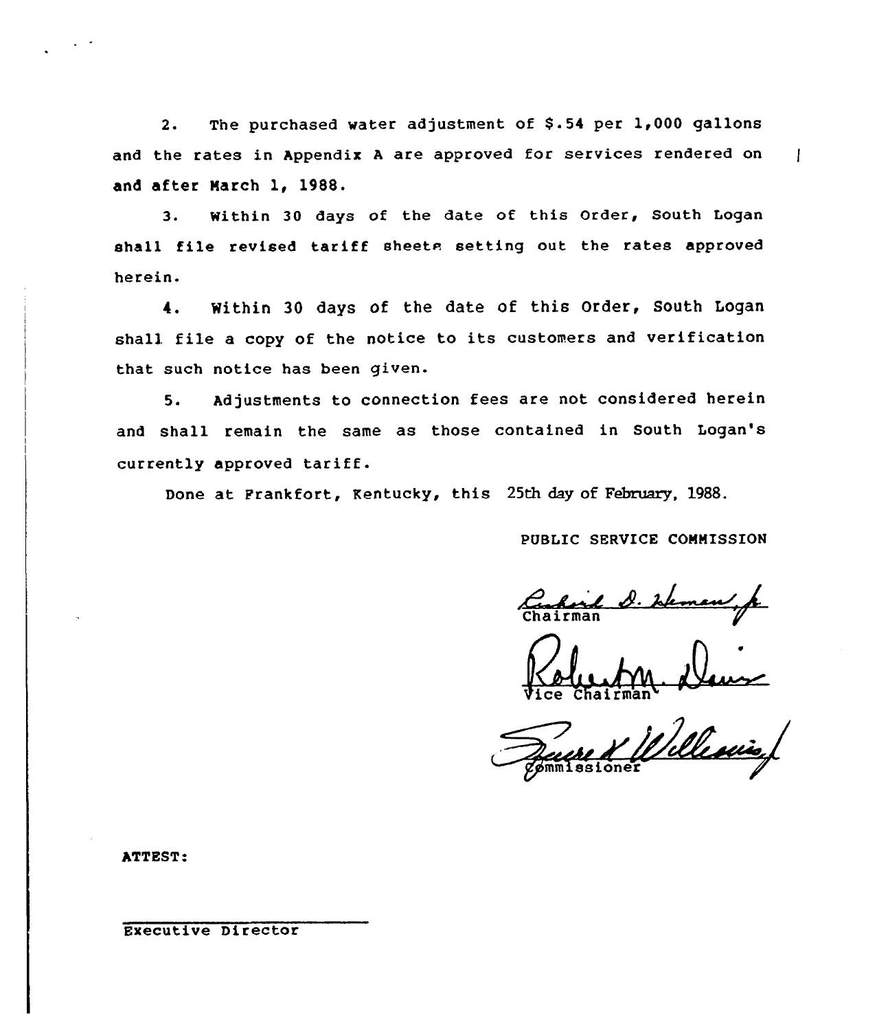2. The purchased water adjustment of $.54 per 1,000 gallons and the rates in Appendix A are approved for services rendered on and after March 1, 1988.

3. Within 30 days of the date of this Order, South Logan shall file revised tariff sheets setting out the rates approved herein.

4. Within 30 days of the date of this Order, South Logan shall file a copy of the notice to its customers and verification that such notice has been given.

5. Adjustments to connection fees are not considered herein and shall remain the same as those contained in South Logan's currently approved tariff.

Done at Frankfort, Kentucky, this 25th day of February, 1988.

PUBLIC SERVICE COMMISSION

Chairman

Vice Chairman

Commissioner

ATTEST:

Executive Director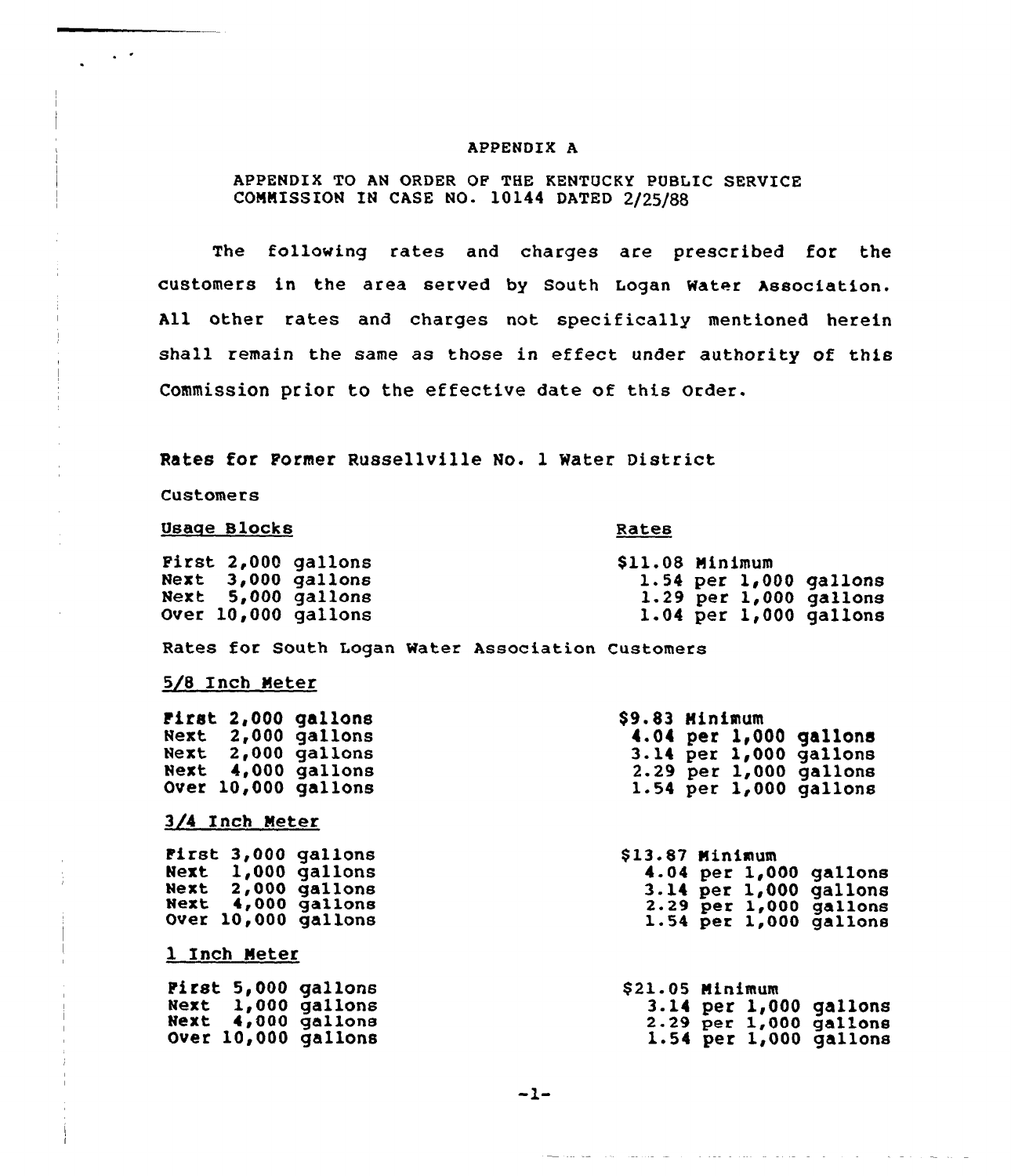# APPENDIX A

APPENDIX TO AN ORDER OF THE KENTUCKY PUBLIC SERVICE COMMISSION IN CASE NO. 10144 DATED 2/25/88

The following rates and charges are prescribed for the customers in the area served by South Logan Water Association. All other rates and charges not specifically mentioned herein shall remain the same as those in effect under authority of this Commission prior to the effective date of this Order.

Rates for Former Russellville No. 1 Water District Customers

| Usage Blocks | Rates |
|---|---|
| First 2,000 gallons | $11.08 Minimum |
| Next 3,000 gallons | 1.54 per 1,000 gallons |
| Next 5,000 gallons | 1.29 per 1,000 gallons |
| Over 10,000 gallons | 1.04 per 1,000 gallons |

Rates for South Logan Water Association Customers

5/8 Inch Meter

| | |
|---|---|
| First 2,000 gallons | $9.83 Minimum |
| Next 2,000 gallons | 4.04 per 1,000 gallons |
| Next 2,000 gallons | 3.14 per 1,000 gallons |
| Next 4,000 gallons | 2.29 per 1,000 gallons |
| Over 10,000 gallons | 1.54 per 1,000 gallons |

3/4 Inch Meter

| | |
|---|---|
| First 3,000 gallons | $13.87 Minimum |
| Next 1,000 gallons | 4.04 per 1,000 gallons |
| Next 2,000 gallons | 3.14 per 1,000 gallons |
| Next 4,000 gallons | 2.29 per 1,000 gallons |
| Over 10,000 gallons | 1.54 per 1,000 gallons |

1 Inch Meter

| | |
|---|---|
| First 5,000 gallons | $21.05 Minimum |
| Next 1,000 gallons | 3.14 per 1,000 gallons |
| Next 4,000 gallons | 2.29 per 1,000 gallons |
| Over 10,000 gallons | 1.54 per 1,000 gallons |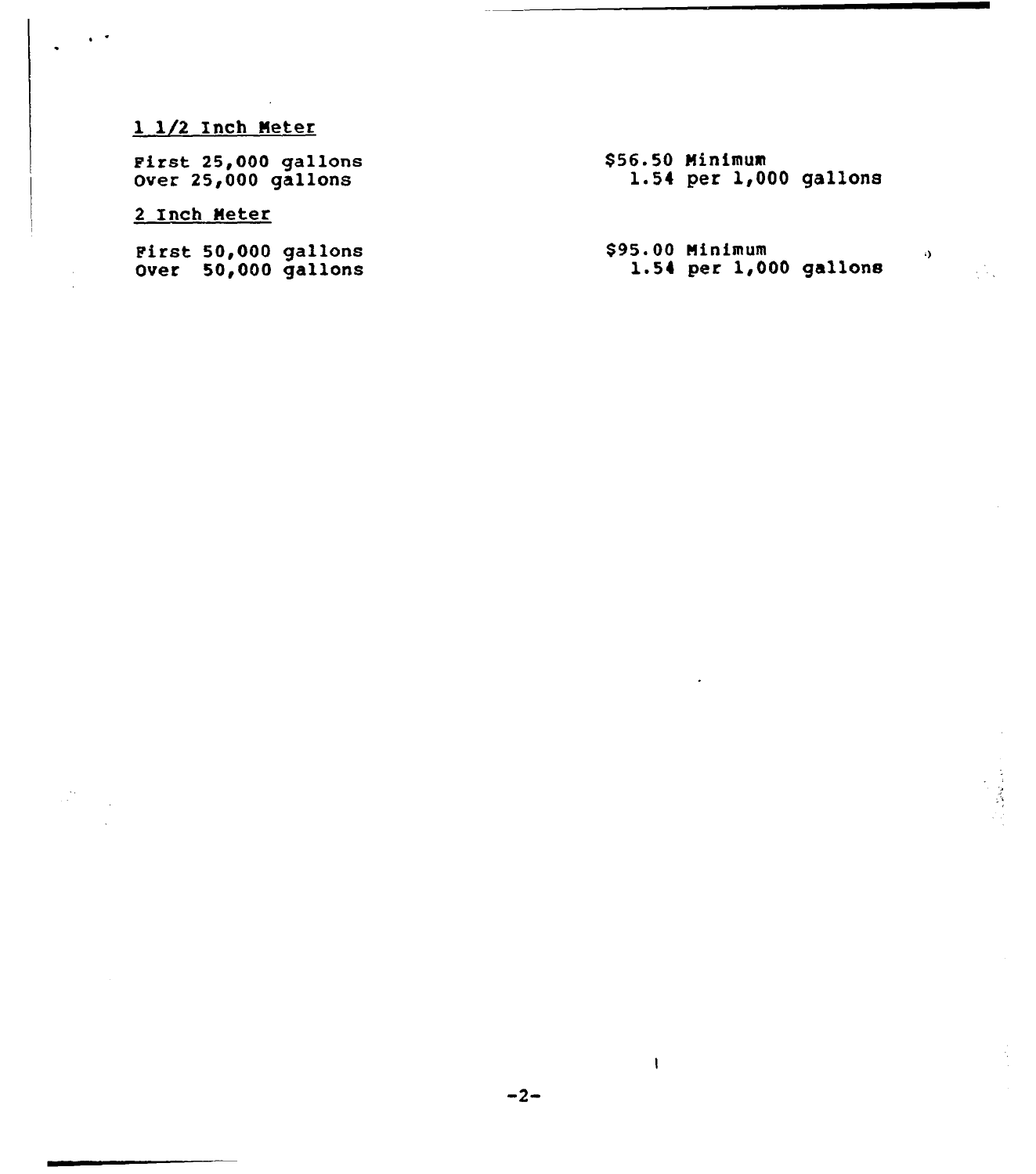1 1/2 Inch Meter

| | |
|---|---|
| First 25,000 gallons | $56.50 Minimum |
| Over 25,000 gallons | 1.54 per 1,000 gallons |

2 Inch Meter

| | |
|---|---|
| First 50,000 gallons | $95.00 Minimum |
| Over 50,000 gallons | 1.54 per 1,000 gallons |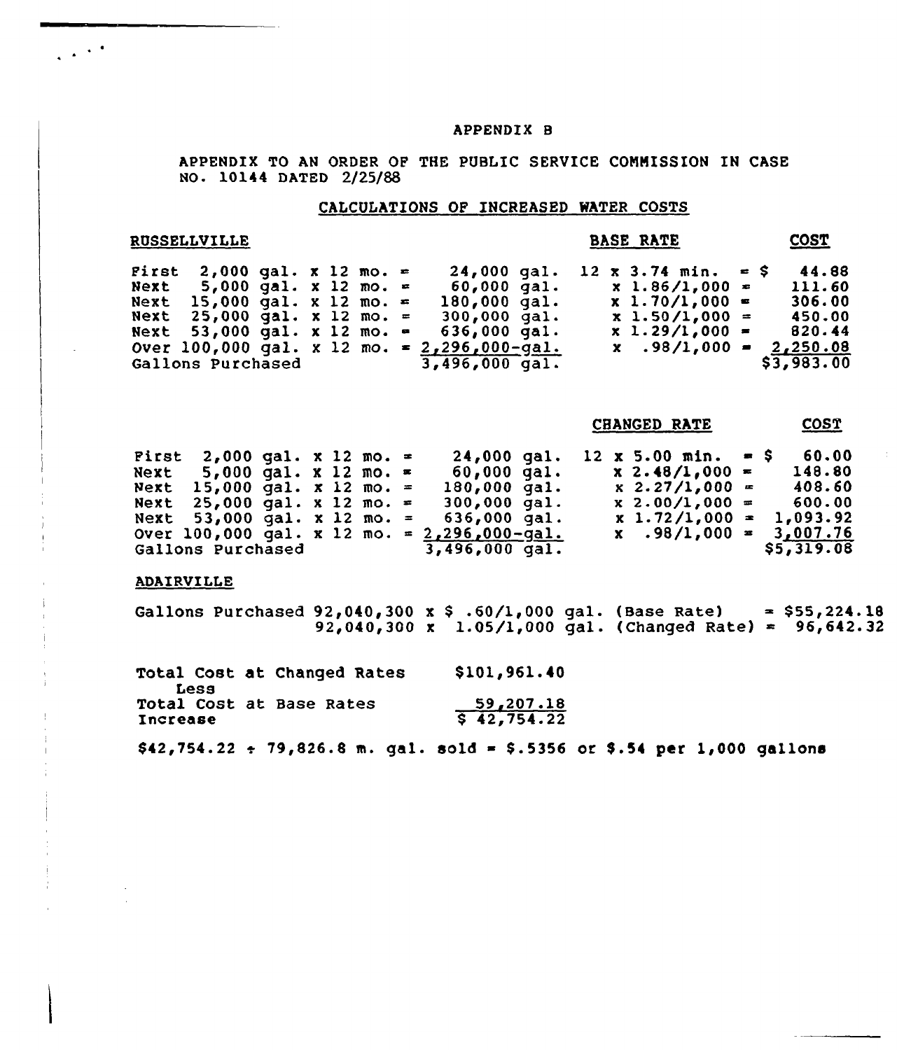APPENDIX B

APPENDIX TO AN ORDER OF THE PUBLIC SERVICE COMMISSION IN CASE NO. 10144 DATED 2/25/88

## CALCULATIONS OF INCREASED WATER COSTS

**RUSSELLVILLE**

| | | BASE RATE | COST |
|---|---|---|---|
| First 2,000 gal. x 12 mo. = | 24,000 gal. | 12 x 3.74 min. = | $ 44.88 |
| Next 5,000 gal. x 12 mo. = | 60,000 gal. | x 1.86/1,000 = | 111.60 |
| Next 15,000 gal. x 12 mo. = | 180,000 gal. | x 1.70/1,000 = | 306.00 |
| Next 25,000 gal. x 12 mo. = | 300,000 gal. | x 1.50/1,000 = | 450.00 |
| Next 53,000 gal. x 12 mo. = | 636,000 gal. | x 1.29/1,000 = | 820.44 |
| Over 100,000 gal. x 12 mo. = | 2,296,000 gal. | x .98/1,000 = | 2,250.08 |
| Gallons Purchased | 3,496,000 gal. | | $3,983.00 |

| | | CHANGED RATE | COST |
|---|---|---|---|
| First 2,000 gal. x 12 mo. = | 24,000 gal. | 12 x 5.00 min. = | $ 60.00 |
| Next 5,000 gal. x 12 mo. = | 60,000 gal. | x 2.48/1,000 = | 148.80 |
| Next 15,000 gal. x 12 mo. = | 180,000 gal. | x 2.27/1,000 = | 408.60 |
| Next 25,000 gal. x 12 mo. = | 300,000 gal. | x 2.00/1,000 = | 600.00 |
| Next 53,000 gal. x 12 mo. = | 636,000 gal. | x 1.72/1,000 = | 1,093.92 |
| Over 100,000 gal. x 12 mo. = | 2,296,000 gal. | x .98/1,000 = | 3,007.76 |
| Gallons Purchased | 3,496,000 gal. | | $5,319.08 |

**ADAIRVILLE**

Gallons Purchased 92,040,300 x $ .60/1,000 gal. (Base Rate) = $55,224.18
92,040,300 x 1.05/1,000 gal. (Changed Rate) = 96,642.32

| | |
|---|---|
| Total Cost at Changed Rates | $101,961.40 |
| Less | |
| Total Cost at Base Rates | 59,207.18 |
| Increase | $ 42,754.22 |

$42,754.22 ÷ 79,826.8 m. gal. sold = $.5356 or $.54 per 1,000 gallons